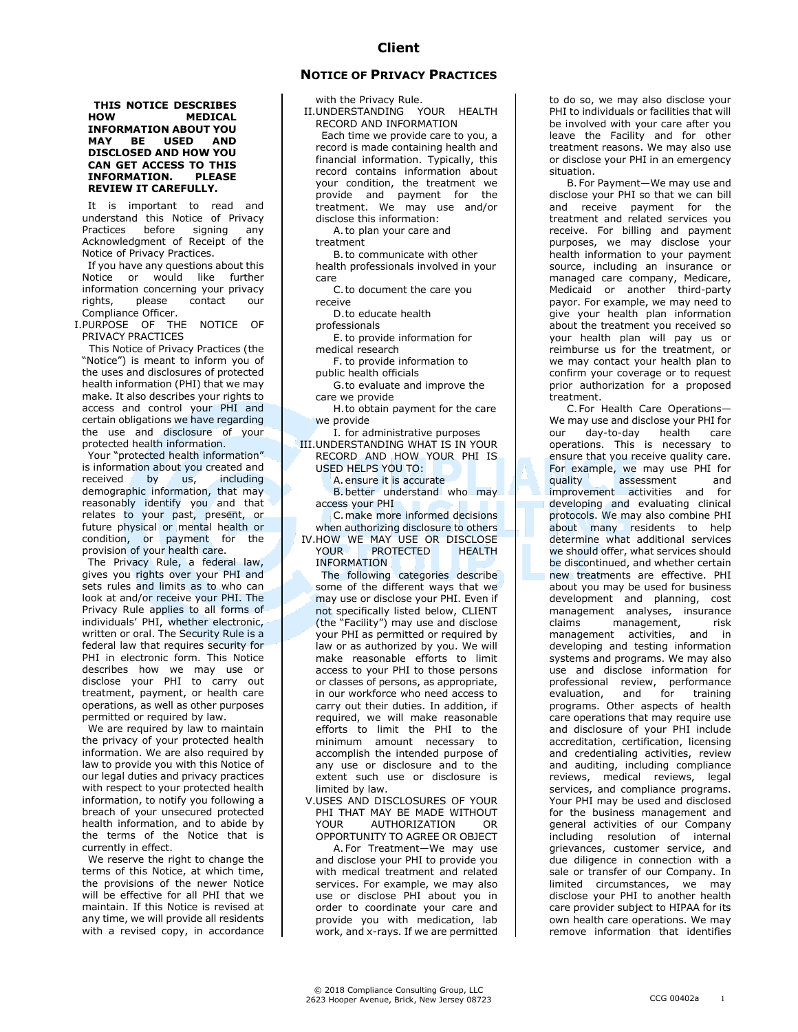# Client

## NOTICE OF PRIVACY PRACTICES

**THIS NOTICE DESCRIBES HOW MEDICAL INFORMATION ABOUT YOU MAY BE USED AND DISCLOSED AND HOW YOU CAN GET ACCESS TO THIS INFORMATION. PLEASE REVIEW IT CAREFULLY.**

It is important to read and understand this Notice of Privacy Practices before signing any Acknowledgment of Receipt of the Notice of Privacy Practices.

If you have any questions about this Notice or would like further information concerning your privacy rights, please contact our Compliance Officer.

I. PURPOSE OF THE NOTICE OF PRIVACY PRACTICES

This Notice of Privacy Practices (the "Notice") is meant to inform you of the uses and disclosures of protected health information (PHI) that we may make. It also describes your rights to access and control your PHI and certain obligations we have regarding the use and disclosure of your protected health information.

Your "protected health information" is information about you created and received by us, including demographic information, that may reasonably identify you and that relates to your past, present, or future physical or mental health or condition, or payment for the provision of your health care.

The Privacy Rule, a federal law, gives you rights over your PHI and sets rules and limits as to who can look at and/or receive your PHI. The Privacy Rule applies to all forms of individuals' PHI, whether electronic, written or oral. The Security Rule is a federal law that requires security for PHI in electronic form. This Notice describes how we may use or disclose your PHI to carry out treatment, payment, or health care operations, as well as other purposes permitted or required by law.

We are required by law to maintain the privacy of your protected health information. We are also required by law to provide you with this Notice of our legal duties and privacy practices with respect to your protected health information, to notify you following a breach of your unsecured protected health information, and to abide by the terms of the Notice that is currently in effect.

We reserve the right to change the terms of this Notice, at which time, the provisions of the newer Notice will be effective for all PHI that we maintain. If this Notice is revised at any time, we will provide all residents with a revised copy, in accordance with the Privacy Rule.

II. UNDERSTANDING YOUR HEALTH RECORD AND INFORMATION

Each time we provide care to you, a record is made containing health and financial information. Typically, this record contains information about your condition, the treatment we provide and payment for the treatment. We may use and/or disclose this information:

A. to plan your care and treatment

B. to communicate with other health professionals involved in your care

C. to document the care you receive

D. to educate health professionals

E. to provide information for medical research

F. to provide information to public health officials

G. to evaluate and improve the care we provide

H. to obtain payment for the care we provide

I. for administrative purposes

III. UNDERSTANDING WHAT IS IN YOUR RECORD AND HOW YOUR PHI IS USED HELPS YOU TO:

A. ensure it is accurate

B. better understand who may access your PHI

C. make more informed decisions when authorizing disclosure to others

IV. HOW WE MAY USE OR DISCLOSE YOUR PROTECTED HEALTH INFORMATION

The following categories describe some of the different ways that we may use or disclose your PHI. Even if not specifically listed below, CLIENT (the "Facility") may use and disclose your PHI as permitted or required by law or as authorized by you. We will make reasonable efforts to limit access to your PHI to those persons or classes of persons, as appropriate, in our workforce who need access to carry out their duties. In addition, if required, we will make reasonable efforts to limit the PHI to the minimum amount necessary to accomplish the intended purpose of any use or disclosure and to the extent such use or disclosure is limited by law.

V. USES AND DISCLOSURES OF YOUR PHI THAT MAY BE MADE WITHOUT YOUR AUTHORIZATION OR OPPORTUNITY TO AGREE OR OBJECT

A. For Treatment—We may use and disclose your PHI to provide you with medical treatment and related services. For example, we may also use or disclose PHI about you in order to coordinate your care and provide you with medication, lab work, and x-rays. If we are permitted to do so, we may also disclose your PHI to individuals or facilities that will be involved with your care after you leave the Facility and for other treatment reasons. We may also use or disclose your PHI in an emergency situation.

B. For Payment—We may use and disclose your PHI so that we can bill and receive payment for the treatment and related services you receive. For billing and payment purposes, we may disclose your health information to your payment source, including an insurance or managed care company, Medicare, Medicaid or another third-party payor. For example, we may need to give your health plan information about the treatment you received so your health plan will pay us or reimburse us for the treatment, or we may contact your health plan to confirm your coverage or to request prior authorization for a proposed treatment.

C. For Health Care Operations—We may use and disclose your PHI for our day-to-day health care operations. This is necessary to ensure that you receive quality care. For example, we may use PHI for quality assessment and improvement activities and for developing and evaluating clinical protocols. We may also combine PHI about many residents to help determine what additional services we should offer, what services should be discontinued, and whether certain new treatments are effective. PHI about you may be used for business development and planning, cost management analyses, insurance claims management, risk management activities, and in developing and testing information systems and programs. We may also use and disclose information for professional review, performance evaluation, and for training programs. Other aspects of health care operations that may require use and disclosure of your PHI include accreditation, certification, licensing and credentialing activities, review and auditing, including compliance reviews, medical reviews, legal services, and compliance programs. Your PHI may be used and disclosed for the business management and general activities of our Company including resolution of internal grievances, customer service, and due diligence in connection with a sale or transfer of our Company. In limited circumstances, we may disclose your PHI to another health care provider subject to HIPAA for its own health care operations. We may remove information that identifies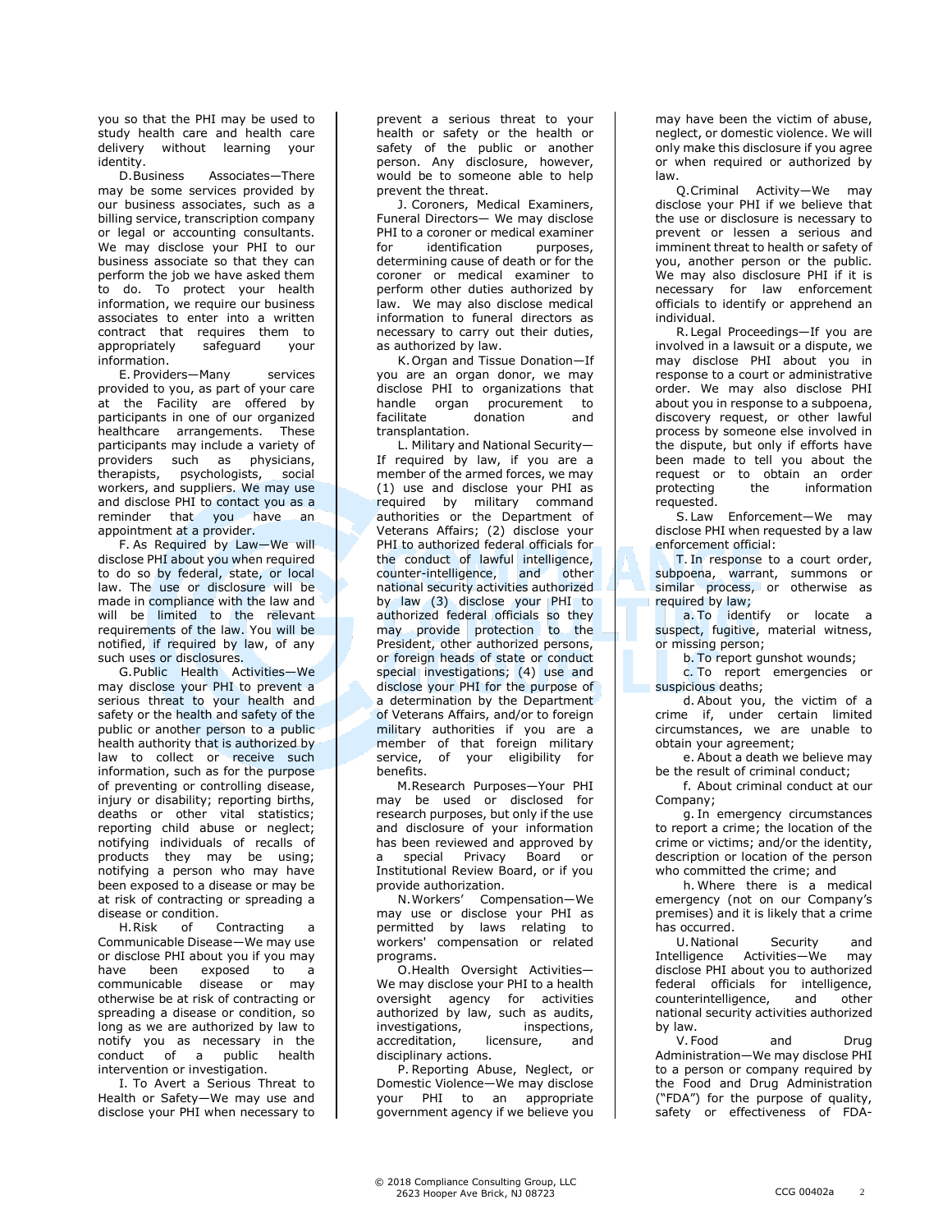you so that the PHI may be used to study health care and health care delivery without learning your identity.

D. Business Associates—There may be some services provided by our business associates, such as a billing service, transcription company or legal or accounting consultants. We may disclose your PHI to our business associate so that they can perform the job we have asked them to do. To protect your health information, we require our business associates to enter into a written contract that requires them to appropriately safeguard your information.

E. Providers—Many services provided to you, as part of your care at the Facility are offered by participants in one of our organized healthcare arrangements. These participants may include a variety of providers such as physicians, therapists, psychologists, social workers, and suppliers. We may use and disclose PHI to contact you as a reminder that you have an appointment at a provider.

F. As Required by Law—We will disclose PHI about you when required to do so by federal, state, or local law. The use or disclosure will be made in compliance with the law and will be limited to the relevant requirements of the law. You will be notified, if required by law, of any such uses or disclosures.

G. Public Health Activities—We may disclose your PHI to prevent a serious threat to your health and safety or the health and safety of the public or another person to a public health authority that is authorized by law to collect or receive such information, such as for the purpose of preventing or controlling disease, injury or disability; reporting births, deaths or other vital statistics; reporting child abuse or neglect; notifying individuals of recalls of products they may be using; notifying a person who may have been exposed to a disease or may be at risk of contracting or spreading a disease or condition.

H. Risk of Contracting a Communicable Disease—We may use or disclose PHI about you if you may have been exposed to a communicable disease or may otherwise be at risk of contracting or spreading a disease or condition, so long as we are authorized by law to notify you as necessary in the conduct of a public health intervention or investigation.

I. To Avert a Serious Threat to Health or Safety—We may use and disclose your PHI when necessary to prevent a serious threat to your health or safety or the health or safety of the public or another person. Any disclosure, however, would be to someone able to help prevent the threat.

J. Coroners, Medical Examiners, Funeral Directors— We may disclose PHI to a coroner or medical examiner for identification purposes, determining cause of death or for the coroner or medical examiner to perform other duties authorized by law. We may also disclose medical information to funeral directors as necessary to carry out their duties, as authorized by law.

K. Organ and Tissue Donation—If you are an organ donor, we may disclose PHI to organizations that handle organ procurement to facilitate donation and transplantation.

L. Military and National Security—If required by law, if you are a member of the armed forces, we may (1) use and disclose your PHI as required by military command authorities or the Department of Veterans Affairs; (2) disclose your PHI to authorized federal officials for the conduct of lawful intelligence, counter-intelligence, and other national security activities authorized by law (3) disclose your PHI to authorized federal officials so they may provide protection to the President, other authorized persons, or foreign heads of state or conduct special investigations; (4) use and disclose your PHI for the purpose of a determination by the Department of Veterans Affairs, and/or to foreign military authorities if you are a member of that foreign military service, of your eligibility for benefits.

M. Research Purposes—Your PHI may be used or disclosed for research purposes, but only if the use and disclosure of your information has been reviewed and approved by a special Privacy Board or Institutional Review Board, or if you provide authorization.

N. Workers' Compensation—We may use or disclose your PHI as permitted by laws relating to workers' compensation or related programs.

O. Health Oversight Activities—We may disclose your PHI to a health oversight agency for activities authorized by law, such as audits, investigations, inspections, accreditation, licensure, and disciplinary actions.

P. Reporting Abuse, Neglect, or Domestic Violence—We may disclose your PHI to an appropriate government agency if we believe you may have been the victim of abuse, neglect, or domestic violence. We will only make this disclosure if you agree or when required or authorized by law.

Q. Criminal Activity—We may disclose your PHI if we believe that the use or disclosure is necessary to prevent or lessen a serious and imminent threat to health or safety of you, another person or the public. We may also disclosure PHI if it is necessary for law enforcement officials to identify or apprehend an individual.

R. Legal Proceedings—If you are involved in a lawsuit or a dispute, we may disclose PHI about you in response to a court or administrative order. We may also disclose PHI about you in response to a subpoena, discovery request, or other lawful process by someone else involved in the dispute, but only if efforts have been made to tell you about the request or to obtain an order protecting the information requested.

S. Law Enforcement—We may disclose PHI when requested by a law enforcement official:

T. In response to a court order, subpoena, warrant, summons or similar process, or otherwise as required by law;

a. To identify or locate a suspect, fugitive, material witness, or missing person;

b. To report gunshot wounds;

c. To report emergencies or suspicious deaths;

d. About you, the victim of a crime if, under certain limited circumstances, we are unable to obtain your agreement;

e. About a death we believe may be the result of criminal conduct;

f. About criminal conduct at our Company;

g. In emergency circumstances to report a crime; the location of the crime or victims; and/or the identity, description or location of the person who committed the crime; and

h. Where there is a medical emergency (not on our Company's premises) and it is likely that a crime has occurred.

U. National Security and Intelligence Activities—We may disclose PHI about you to authorized federal officials for intelligence, counterintelligence, and other national security activities authorized by law.

V. Food and Drug Administration—We may disclose PHI to a person or company required by the Food and Drug Administration ("FDA") for the purpose of quality, safety or effectiveness of FDA-

© 2018 Compliance Consulting Group, LLC
2623 Hooper Ave Brick, NJ 08723

CCG 00402a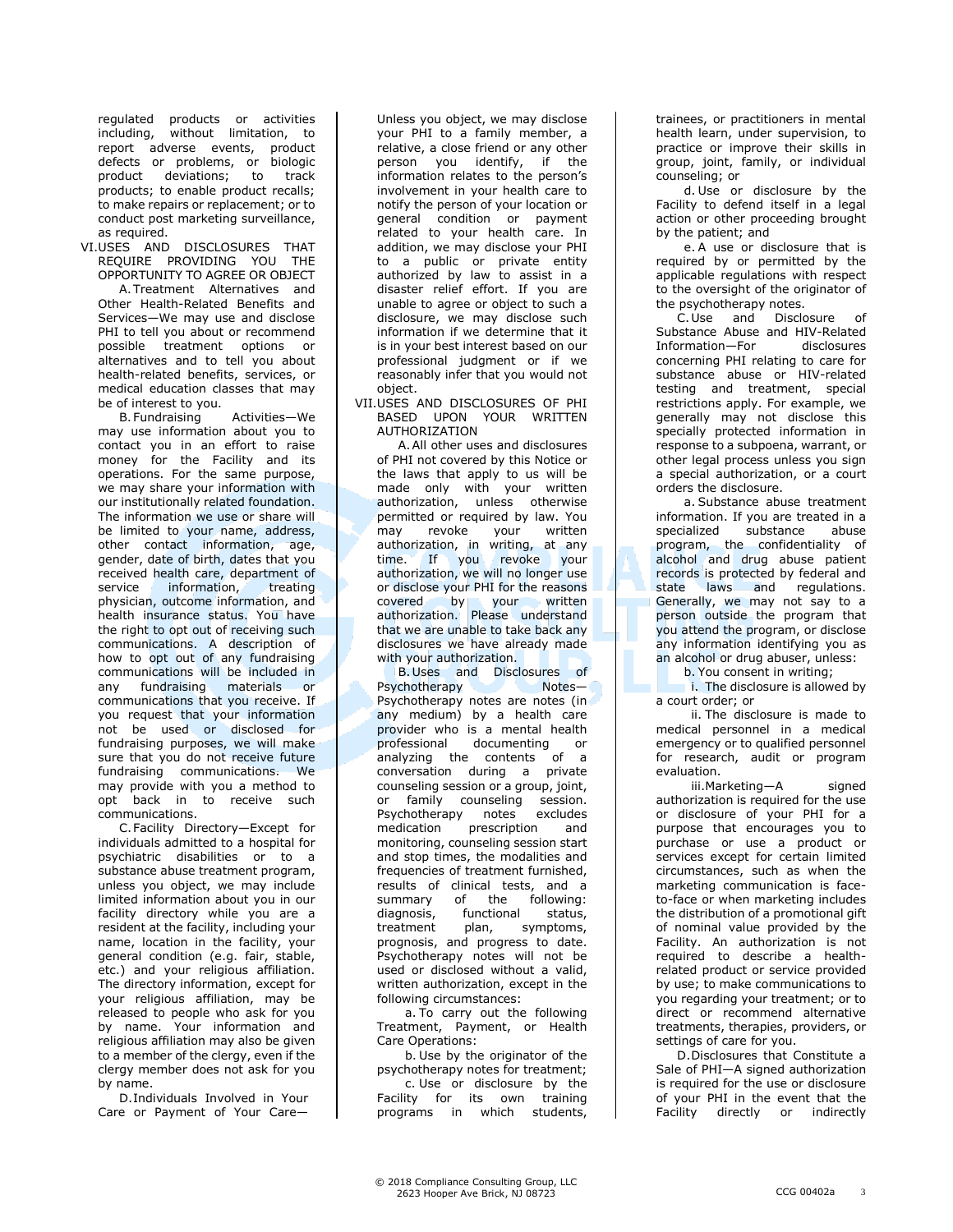regulated products or activities including, without limitation, to report adverse events, product defects or problems, or biologic product deviations; to track products; to enable product recalls; to make repairs or replacement; or to conduct post marketing surveillance, as required.

VI. USES AND DISCLOSURES THAT REQUIRE PROVIDING YOU THE OPPORTUNITY TO AGREE OR OBJECT

A. Treatment Alternatives and Other Health-Related Benefits and Services—We may use and disclose PHI to tell you about or recommend possible treatment options or alternatives and to tell you about health-related benefits, services, or medical education classes that may be of interest to you.

B. Fundraising Activities—We may use information about you to contact you in an effort to raise money for the Facility and its operations. For the same purpose, we may share your information with our institutionally related foundation. The information we use or share will be limited to your name, address, other contact information, age, gender, date of birth, dates that you received health care, department of service information, treating physician, outcome information, and health insurance status. You have the right to opt out of receiving such communications. A description of how to opt out of any fundraising communications will be included in any fundraising materials or communications that you receive. If you request that your information not be used or disclosed for fundraising purposes, we will make sure that you do not receive future fundraising communications. We may provide with you a method to opt back in to receive such communications.

C. Facility Directory—Except for individuals admitted to a hospital for psychiatric disabilities or to a substance abuse treatment program, unless you object, we may include limited information about you in our facility directory while you are a resident at the facility, including your name, location in the facility, your general condition (e.g. fair, stable, etc.) and your religious affiliation. The directory information, except for your religious affiliation, may be released to people who ask for you by name. Your information and religious affiliation may also be given to a member of the clergy, even if the clergy member does not ask for you by name.

D. Individuals Involved in Your Care or Payment of Your Care—Unless you object, we may disclose your PHI to a family member, a relative, a close friend or any other person you identify, if the information relates to the person's involvement in your health care to notify the person of your location or general condition or payment related to your health care. In addition, we may disclose your PHI to a public or private entity authorized by law to assist in a disaster relief effort. If you are unable to agree or object to such a disclosure, we may disclose such information if we determine that it is in your best interest based on our professional judgment or if we reasonably infer that you would not object.

VII. USES AND DISCLOSURES OF PHI BASED UPON YOUR WRITTEN AUTHORIZATION

A. All other uses and disclosures of PHI not covered by this Notice or the laws that apply to us will be made only with your written authorization, unless otherwise permitted or required by law. You may revoke your written authorization, in writing, at any time. If you revoke your authorization, we will no longer use or disclose your PHI for the reasons covered by your written authorization. Please understand that we are unable to take back any disclosures we have already made with your authorization.

B. Uses and Disclosures of Psychotherapy Notes—Psychotherapy notes are notes (in any medium) by a health care provider who is a mental health professional documenting or analyzing the contents of a conversation during a private counseling session or a group, joint, or family counseling session. Psychotherapy notes excludes medication prescription and monitoring, counseling session start and stop times, the modalities and frequencies of treatment furnished, results of clinical tests, and a summary of the following: diagnosis, functional status, treatment plan, symptoms, prognosis, and progress to date. Psychotherapy notes will not be used or disclosed without a valid, written authorization, except in the following circumstances:

a. To carry out the following Treatment, Payment, or Health Care Operations:

b. Use by the originator of the psychotherapy notes for treatment;

c. Use or disclosure by the Facility for its own training programs in which students, trainees, or practitioners in mental health learn, under supervision, to practice or improve their skills in group, joint, family, or individual counseling; or

d. Use or disclosure by the Facility to defend itself in a legal action or other proceeding brought by the patient; and

e. A use or disclosure that is required by or permitted by the applicable regulations with respect to the oversight of the originator of the psychotherapy notes.

C. Use and Disclosure of Substance Abuse and HIV-Related Information—For disclosures concerning PHI relating to care for substance abuse or HIV-related testing and treatment, special restrictions apply. For example, we generally may not disclose this specially protected information in response to a subpoena, warrant, or other legal process unless you sign a special authorization, or a court orders the disclosure.

a. Substance abuse treatment information. If you are treated in a specialized substance abuse program, the confidentiality of alcohol and drug abuse patient records is protected by federal and state laws and regulations. Generally, we may not say to a person outside the program that you attend the program, or disclose any information identifying you as an alcohol or drug abuser, unless:

b. You consent in writing;

i. The disclosure is allowed by a court order; or

ii. The disclosure is made to medical personnel in a medical emergency or to qualified personnel for research, audit or program evaluation.

iii. Marketing—A signed authorization is required for the use or disclosure of your PHI for a purpose that encourages you to purchase or use a product or services except for certain limited circumstances, such as when the marketing communication is face-to-face or when marketing includes the distribution of a promotional gift of nominal value provided by the Facility. An authorization is not required to describe a health-related product or service provided by use; to make communications to you regarding your treatment; or to direct or recommend alternative treatments, therapies, providers, or settings of care for you.

D. Disclosures that Constitute a Sale of PHI—A signed authorization is required for the use or disclosure of your PHI in the event that the Facility directly or indirectly

© 2018 Compliance Consulting Group, LLC
2623 Hooper Ave Brick, NJ 08723

CCG 00402a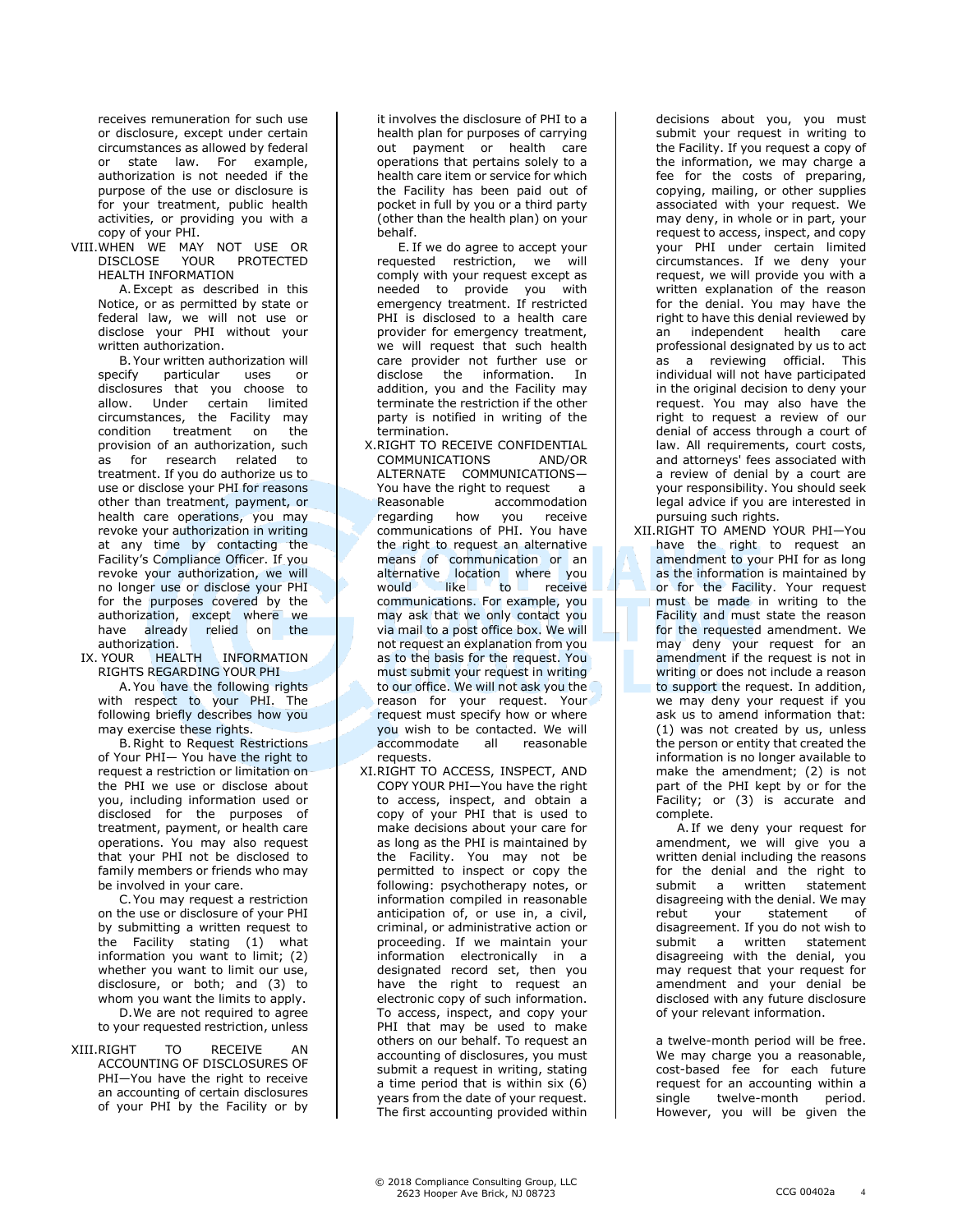receives remuneration for such use or disclosure, except under certain circumstances as allowed by federal or state law. For example, authorization is not needed if the purpose of the use or disclosure is for your treatment, public health activities, or providing you with a copy of your PHI.

VIII. WHEN WE MAY NOT USE OR DISCLOSE YOUR PROTECTED HEALTH INFORMATION

A. Except as described in this Notice, or as permitted by state or federal law, we will not use or disclose your PHI without your written authorization.

B. Your written authorization will specify particular uses or disclosures that you choose to allow. Under certain limited circumstances, the Facility may condition treatment on the provision of an authorization, such as for research related to treatment. If you do authorize us to use or disclose your PHI for reasons other than treatment, payment, or health care operations, you may revoke your authorization in writing at any time by contacting the Facility's Compliance Officer. If you revoke your authorization, we will no longer use or disclose your PHI for the purposes covered by the authorization, except where we have already relied on the authorization.

IX. YOUR HEALTH INFORMATION RIGHTS REGARDING YOUR PHI

A. You have the following rights with respect to your PHI. The following briefly describes how you may exercise these rights.

B. Right to Request Restrictions of Your PHI— You have the right to request a restriction or limitation on the PHI we use or disclose about you, including information used or disclosed for the purposes of treatment, payment, or health care operations. You may also request that your PHI not be disclosed to family members or friends who may be involved in your care.

C. You may request a restriction on the use or disclosure of your PHI by submitting a written request to the Facility stating (1) what information you want to limit; (2) whether you want to limit our use, disclosure, or both; and (3) to whom you want the limits to apply.

D. We are not required to agree to your requested restriction, unless it involves the disclosure of PHI to a health plan for purposes of carrying out payment or health care operations that pertains solely to a health care item or service for which the Facility has been paid out of pocket in full by you or a third party (other than the health plan) on your behalf.

E. If we do agree to accept your requested restriction, we will comply with your request except as needed to provide you with emergency treatment. If restricted PHI is disclosed to a health care provider for emergency treatment, we will request that such health care provider not further use or disclose the information. In addition, you and the Facility may terminate the restriction if the other party is notified in writing of the termination.

X. RIGHT TO RECEIVE CONFIDENTIAL COMMUNICATIONS AND/OR ALTERNATE COMMUNICATIONS— You have the right to request a Reasonable accommodation regarding how you receive communications of PHI. You have the right to request an alternative means of communication or an alternative location where you would like to receive communications. For example, you may ask that we only contact you via mail to a post office box. We will not request an explanation from you as to the basis for the request. You must submit your request in writing to our office. We will not ask you the reason for your request. Your request must specify how or where you wish to be contacted. We will accommodate all reasonable requests.

XI. RIGHT TO ACCESS, INSPECT, AND COPY YOUR PHI—You have the right to access, inspect, and obtain a copy of your PHI that is used to make decisions about your care for as long as the PHI is maintained by the Facility. You may not be permitted to inspect or copy the following: psychotherapy notes, or information compiled in reasonable anticipation of, or use in, a civil, criminal, or administrative action or proceeding. If we maintain your information electronically in a designated record set, then you have the right to request an electronic copy of such information. To access, inspect, and copy your PHI that may be used to make decisions about you, you must submit your request in writing to the Facility. If you request a copy of the information, we may charge a fee for the costs of preparing, copying, mailing, or other supplies associated with your request. We may deny, in whole or in part, your request to access, inspect, and copy your PHI under certain limited circumstances. If we deny your request, we will provide you with a written explanation of the reason for the denial. You may have the right to have this denial reviewed by an independent health care professional designated by us to act as a reviewing official. This individual will not have participated in the original decision to deny your request. You may also have the right to request a review of our denial of access through a court of law. All requirements, court costs, and attorneys' fees associated with a review of denial by a court are your responsibility. You should seek legal advice if you are interested in pursuing such rights.

XII. RIGHT TO AMEND YOUR PHI—You have the right to request an amendment to your PHI for as long as the information is maintained by or for the Facility. Your request must be made in writing to the Facility and must state the reason for the requested amendment. We may deny your request for an amendment if the request is not in writing or does not include a reason to support the request. In addition, we may deny your request if you ask us to amend information that: (1) was not created by us, unless the person or entity that created the information is no longer available to make the amendment; (2) is not part of the PHI kept by or for the Facility; or (3) is accurate and complete.

A. If we deny your request for amendment, we will give you a written denial including the reasons for the denial and the right to submit a written statement disagreeing with the denial. We may rebut your statement of disagreement. If you do not wish to submit a written statement disagreeing with the denial, you may request that your request for amendment and your denial be disclosed with any future disclosure of your relevant information.

XIII. RIGHT TO RECEIVE AN ACCOUNTING OF DISCLOSURES OF PHI—You have the right to receive an accounting of certain disclosures of your PHI by the Facility or by others on our behalf. To request an accounting of disclosures, you must submit a request in writing, stating a time period that is within six (6) years from the date of your request. The first accounting provided within a twelve-month period will be free. We may charge you a reasonable, cost-based fee for each future request for an accounting within a single twelve-month period. However, you will be given the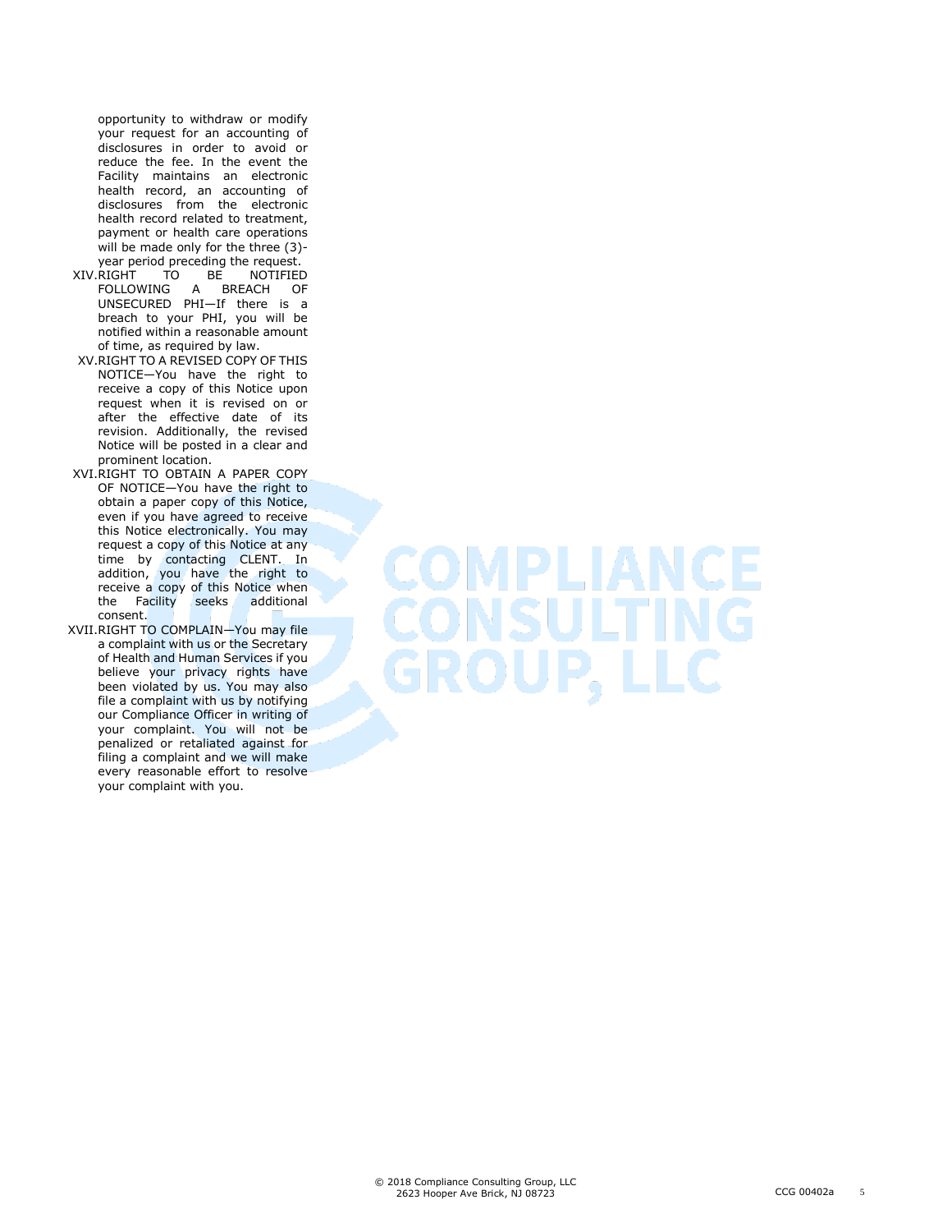opportunity to withdraw or modify your request for an accounting of disclosures in order to avoid or reduce the fee. In the event the Facility maintains an electronic health record, an accounting of disclosures from the electronic health record related to treatment, payment or health care operations will be made only for the three (3)-year period preceding the request.

XIV. RIGHT TO BE NOTIFIED FOLLOWING A BREACH OF UNSECURED PHI—If there is a breach to your PHI, you will be notified within a reasonable amount of time, as required by law.

XV. RIGHT TO A REVISED COPY OF THIS NOTICE—You have the right to receive a copy of this Notice upon request when it is revised on or after the effective date of its revision. Additionally, the revised Notice will be posted in a clear and prominent location.

XVI. RIGHT TO OBTAIN A PAPER COPY OF NOTICE—You have the right to obtain a paper copy of this Notice, even if you have agreed to receive this Notice electronically. You may request a copy of this Notice at any time by contacting CLENT. In addition, you have the right to receive a copy of this Notice when the Facility seeks additional consent.

XVII. RIGHT TO COMPLAIN—You may file a complaint with us or the Secretary of Health and Human Services if you believe your privacy rights have been violated by us. You may also file a complaint with us by notifying our Compliance Officer in writing of your complaint. You will not be penalized or retaliated against for filing a complaint and we will make every reasonable effort to resolve your complaint with you.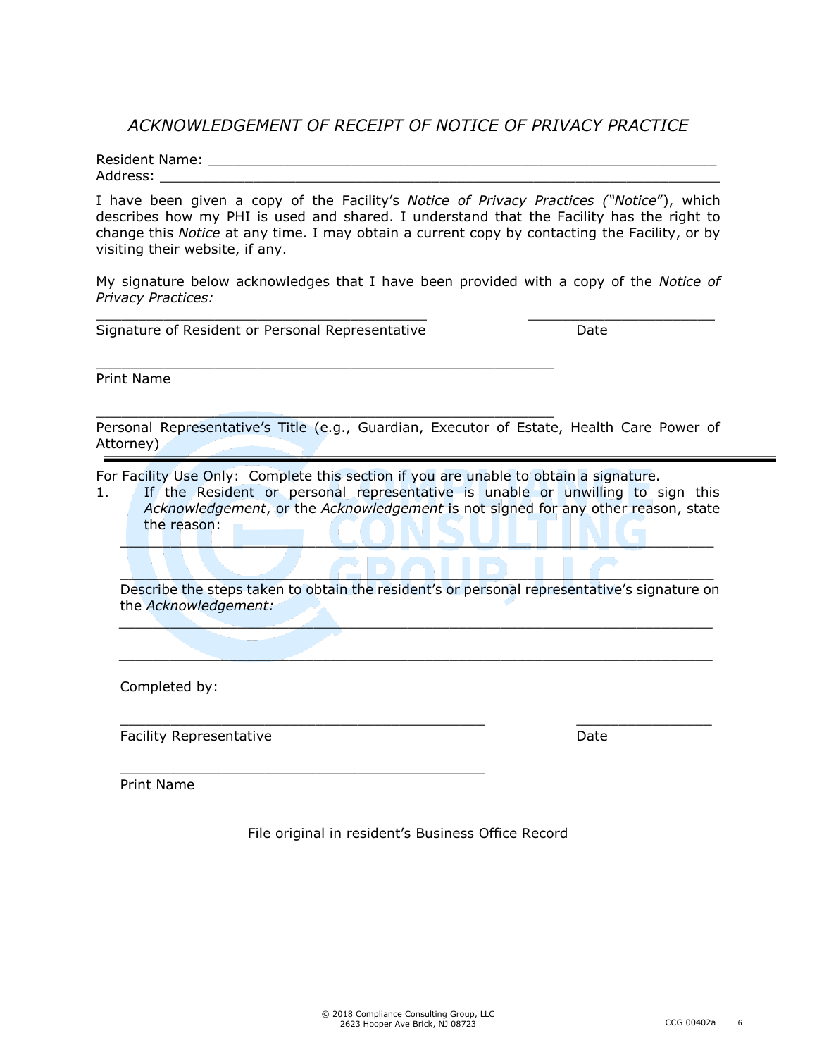*ACKNOWLEDGEMENT OF RECEIPT OF NOTICE OF PRIVACY PRACTICE*

Resident Name: ___________________________________________________________
Address: ________________________________________________________________

I have been given a copy of the Facility's *Notice of Privacy Practices ("Notice*"), which describes how my PHI is used and shared. I understand that the Facility has the right to change this *Notice* at any time. I may obtain a current copy by contacting the Facility, or by visiting their website, if any.

My signature below acknowledges that I have been provided with a copy of the *Notice of Privacy Practices:*

_________________________________________ ______________________
Signature of Resident or Personal Representative Date

________________________________________________________
Print Name

________________________________________________________
Personal Representative's Title (e.g., Guardian, Executor of Estate, Health Care Power of Attorney)

---

For Facility Use Only: Complete this section if you are unable to obtain a signature.

1. If the Resident or personal representative is unable or unwilling to sign this *Acknowledgement*, or the *Acknowledgement* is not signed for any other reason, state the reason:

   _________________________________________________________________________

   _________________________________________________________________________

   Describe the steps taken to obtain the resident's or personal representative's signature on the *Acknowledgement:*

   _________________________________________________________________________

   _________________________________________________________________________

   Completed by:

   _____________________________________________ ________________
   Facility Representative Date

   _____________________________________________
   Print Name

File original in resident's Business Office Record

© 2018 Compliance Consulting Group, LLC
2623 Hooper Ave Brick, NJ 08723

CCG 00402a